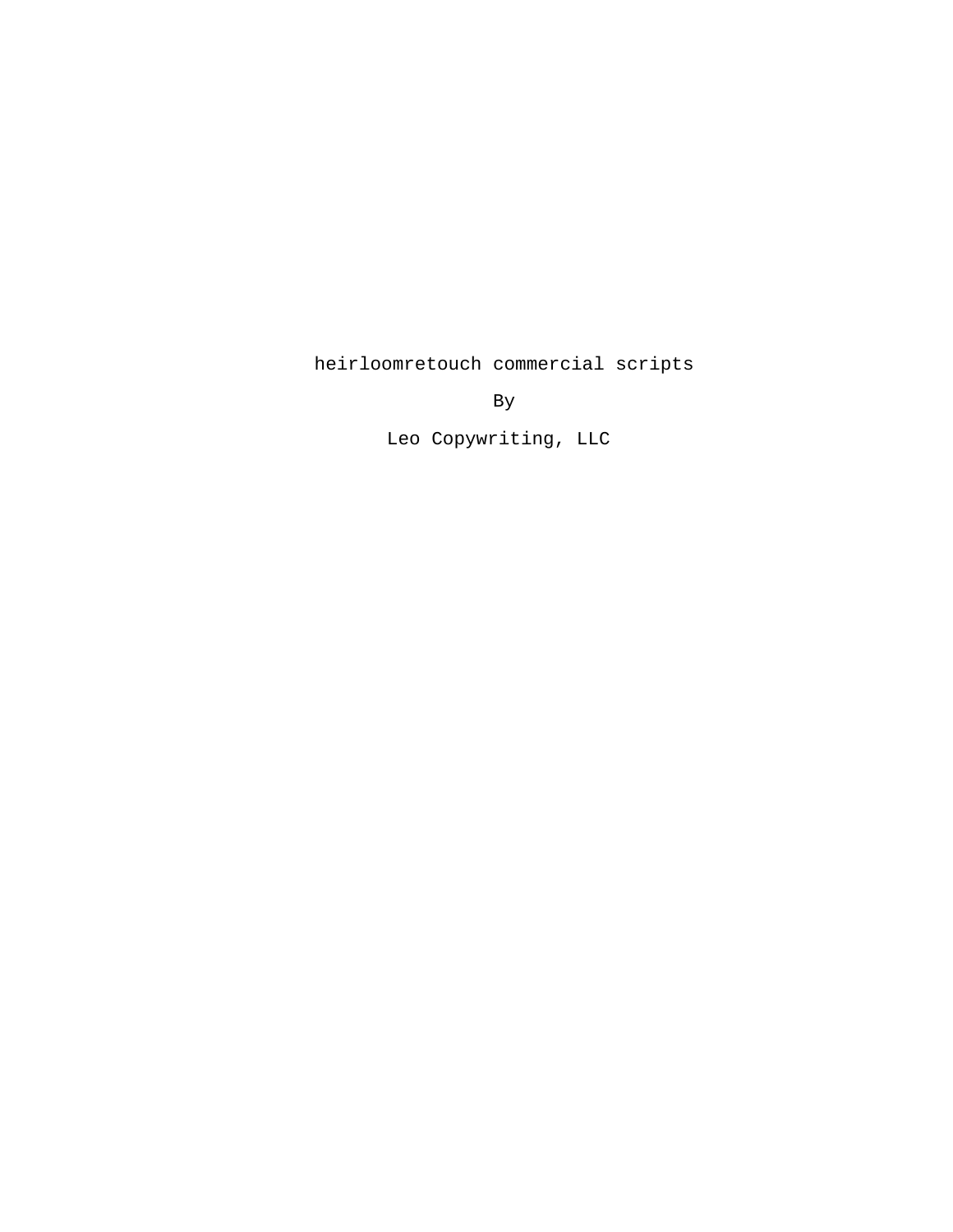heirloomretouch commercial scripts

By

Leo Copywriting, LLC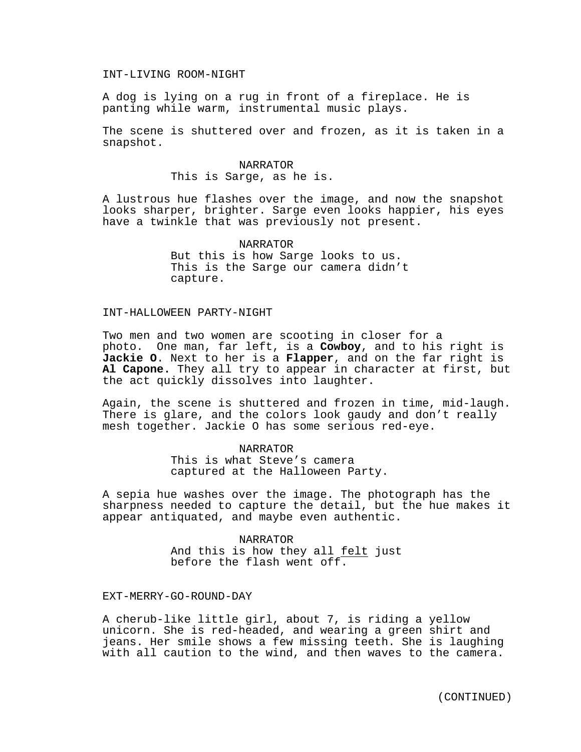INT-LIVING ROOM-NIGHT

A dog is lying on a rug in front of a fireplace. He is panting while warm, instrumental music plays.

The scene is shuttered over and frozen, as it is taken in a snapshot.

NARRATOR
This is Sarge, as he is.

A lustrous hue flashes over the image, and now the snapshot looks sharper, brighter. Sarge even looks happier, his eyes have a twinkle that was previously not present.

NARRATOR
But this is how Sarge looks to us. This is the Sarge our camera didn't capture.

INT-HALLOWEEN PARTY-NIGHT

Two men and two women are scooting in closer for a photo. One man, far left, is a **Cowboy**, and to his right is **Jackie O**. Next to her is a **Flapper**, and on the far right is **Al Capone.** They all try to appear in character at first, but the act quickly dissolves into laughter.

Again, the scene is shuttered and frozen in time, mid-laugh. There is glare, and the colors look gaudy and don't really mesh together. Jackie O has some serious red-eye.

NARRATOR
This is what Steve's camera captured at the Halloween Party.

A sepia hue washes over the image. The photograph has the sharpness needed to capture the detail, but the hue makes it appear antiquated, and maybe even authentic.

NARRATOR
And this is how they all <u>felt</u> just before the flash went off.

EXT-MERRY-GO-ROUND-DAY

A cherub-like little girl, about 7, is riding a yellow unicorn. She is red-headed, and wearing a green shirt and jeans. Her smile shows a few missing teeth. She is laughing with all caution to the wind, and then waves to the camera.

(CONTINUED)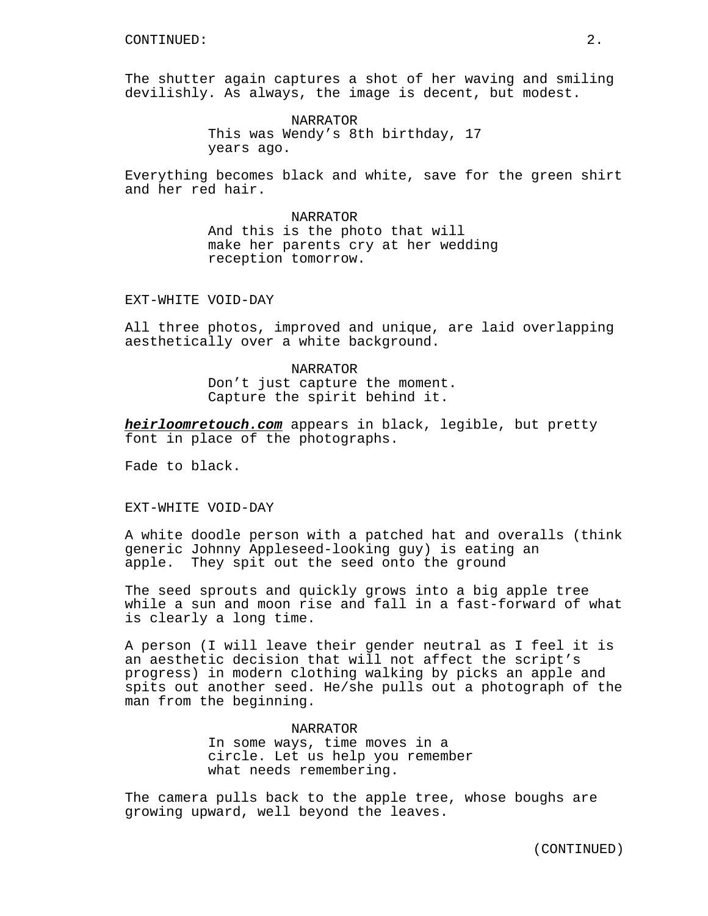CONTINUED:

The shutter again captures a shot of her waving and smiling devilishly. As always, the image is decent, but modest.

NARRATOR
This was Wendy’s 8th birthday, 17 years ago.

Everything becomes black and white, save for the green shirt and her red hair.

NARRATOR
And this is the photo that will make her parents cry at her wedding reception tomorrow.

EXT-WHITE VOID-DAY

All three photos, improved and unique, are laid overlapping aesthetically over a white background.

NARRATOR
Don’t just capture the moment. Capture the spirit behind it.

***heirloomretouch.com*** appears in black, legible, but pretty font in place of the photographs.

Fade to black.

EXT-WHITE VOID-DAY

A white doodle person with a patched hat and overalls (think generic Johnny Appleseed-looking guy) is eating an apple. They spit out the seed onto the ground

The seed sprouts and quickly grows into a big apple tree while a sun and moon rise and fall in a fast-forward of what is clearly a long time.

A person (I will leave their gender neutral as I feel it is an aesthetic decision that will not affect the script’s progress) in modern clothing walking by picks an apple and spits out another seed. He/she pulls out a photograph of the man from the beginning.

NARRATOR
In some ways, time moves in a circle. Let us help you remember what needs remembering.

The camera pulls back to the apple tree, whose boughs are growing upward, well beyond the leaves.

(CONTINUED)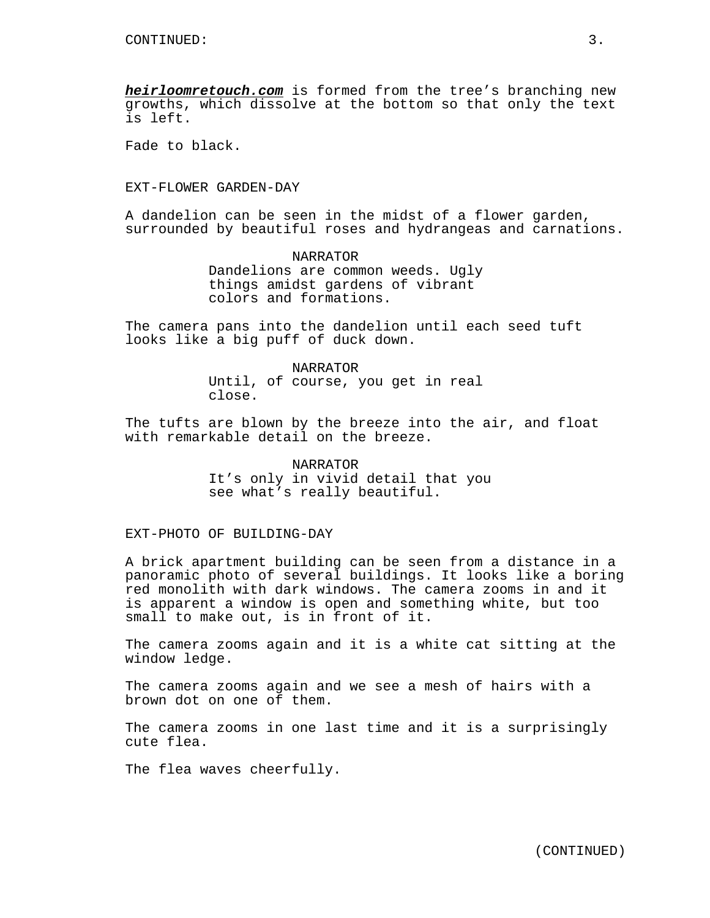***heirloomretouch.com*** is formed from the tree's branching new growths, which dissolve at the bottom so that only the text is left.

Fade to black.

EXT-FLOWER GARDEN-DAY

A dandelion can be seen in the midst of a flower garden, surrounded by beautiful roses and hydrangeas and carnations.

NARRATOR
Dandelions are common weeds. Ugly things amidst gardens of vibrant colors and formations.

The camera pans into the dandelion until each seed tuft looks like a big puff of duck down.

NARRATOR
Until, of course, you get in real close.

The tufts are blown by the breeze into the air, and float with remarkable detail on the breeze.

NARRATOR
It's only in vivid detail that you see what's really beautiful.

EXT-PHOTO OF BUILDING-DAY

A brick apartment building can be seen from a distance in a panoramic photo of several buildings. It looks like a boring red monolith with dark windows. The camera zooms in and it is apparent a window is open and something white, but too small to make out, is in front of it.

The camera zooms again and it is a white cat sitting at the window ledge.

The camera zooms again and we see a mesh of hairs with a brown dot on one of them.

The camera zooms in one last time and it is a surprisingly cute flea.

The flea waves cheerfully.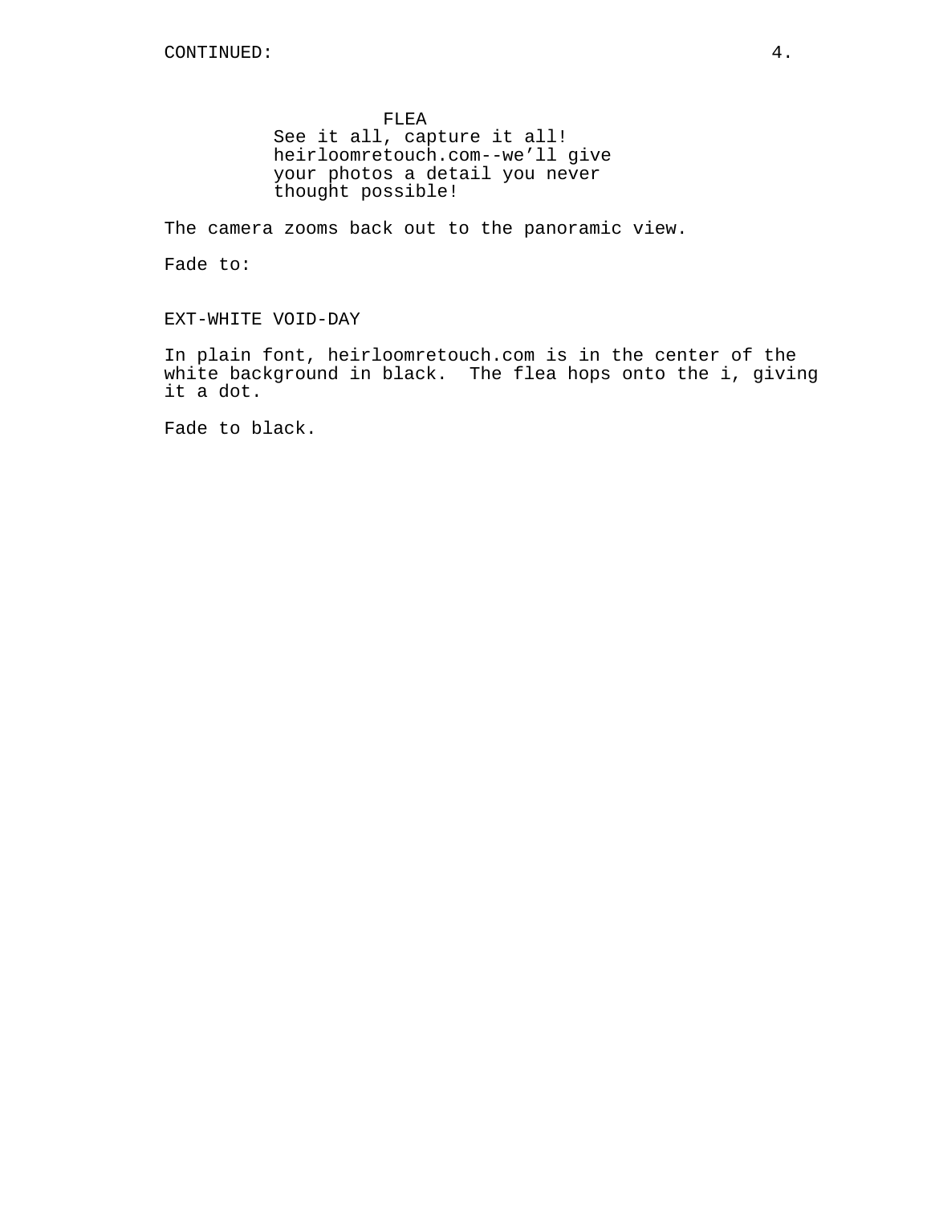CONTINUED:

FLEA
See it all, capture it all! heirloomretouch.com--we'll give your photos a detail you never thought possible!

The camera zooms back out to the panoramic view.

Fade to:

EXT-WHITE VOID-DAY

In plain font, heirloomretouch.com is in the center of the white background in black. The flea hops onto the i, giving it a dot.

Fade to black.